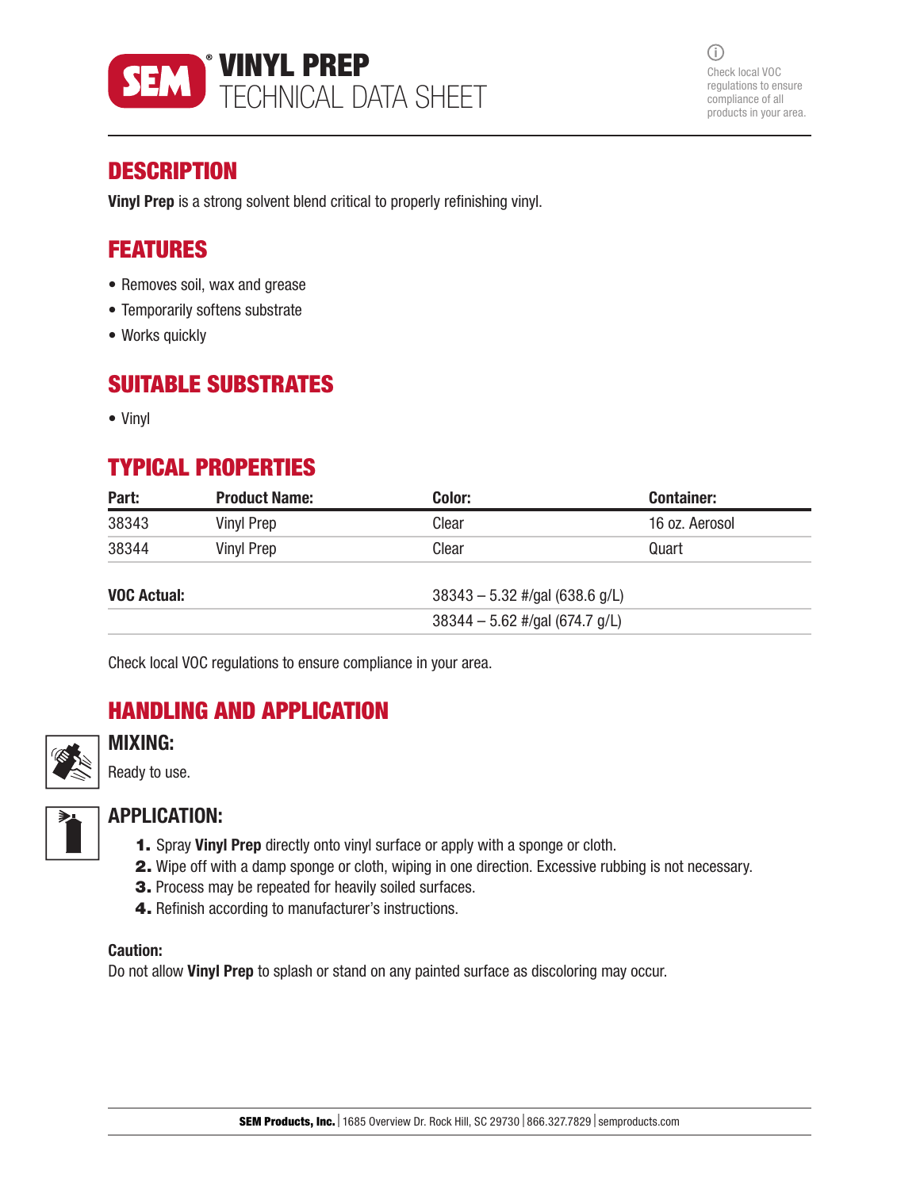# VINYL PREP
## TECHNICAL DATA SHEET

Check local VOC regulations to ensure compliance of all products in your area.

## DESCRIPTION

**Vinyl Prep** is a strong solvent blend critical to properly refinishing vinyl.

## FEATURES

- Removes soil, wax and grease
- Temporarily softens substrate
- Works quickly

## SUITABLE SUBSTRATES

- Vinyl

## TYPICAL PROPERTIES

| Part: | Product Name: | Color: | Container: |
|---|---|---|---|
| 38343 | Vinyl Prep | Clear | 16 oz. Aerosol |
| 38344 | Vinyl Prep | Clear | Quart |

| | |
|---|---|
| **VOC Actual:** | 38343 – 5.32 #/gal (638.6 g/L) |
| | 38344 – 5.62 #/gal (674.7 g/L) |

Check local VOC regulations to ensure compliance in your area.

## HANDLING AND APPLICATION

### MIXING:

Ready to use.

### APPLICATION:

1. Spray **Vinyl Prep** directly onto vinyl surface or apply with a sponge or cloth.
2. Wipe off with a damp sponge or cloth, wiping in one direction. Excessive rubbing is not necessary.
3. Process may be repeated for heavily soiled surfaces.
4. Refinish according to manufacturer's instructions.

**Caution:**
Do not allow **Vinyl Prep** to splash or stand on any painted surface as discoloring may occur.

**SEM Products, Inc.** | 1685 Overview Dr. Rock Hill, SC 29730 | 866.327.7829 | semproducts.com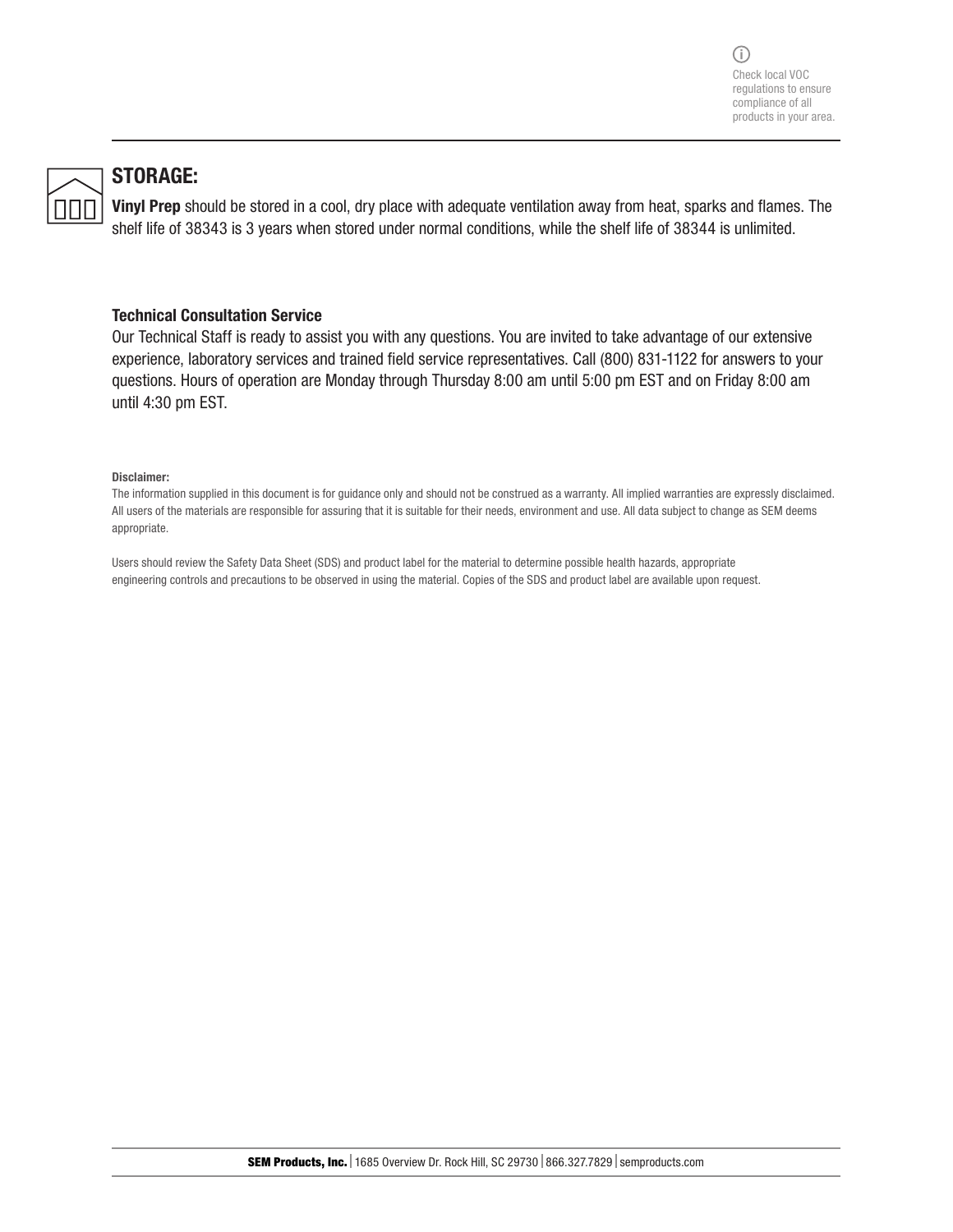Check local VOC regulations to ensure compliance of all products in your area.

## STORAGE:

**Vinyl Prep** should be stored in a cool, dry place with adequate ventilation away from heat, sparks and flames. The shelf life of 38343 is 3 years when stored under normal conditions, while the shelf life of 38344 is unlimited.

### Technical Consultation Service

Our Technical Staff is ready to assist you with any questions. You are invited to take advantage of our extensive experience, laboratory services and trained field service representatives. Call (800) 831-1122 for answers to your questions. Hours of operation are Monday through Thursday 8:00 am until 5:00 pm EST and on Friday 8:00 am until 4:30 pm EST.

**Disclaimer:**

The information supplied in this document is for guidance only and should not be construed as a warranty. All implied warranties are expressly disclaimed. All users of the materials are responsible for assuring that it is suitable for their needs, environment and use. All data subject to change as SEM deems appropriate.

Users should review the Safety Data Sheet (SDS) and product label for the material to determine possible health hazards, appropriate engineering controls and precautions to be observed in using the material. Copies of the SDS and product label are available upon request.

**SEM Products, Inc.** | 1685 Overview Dr. Rock Hill, SC 29730 | 866.327.7829 | semproducts.com